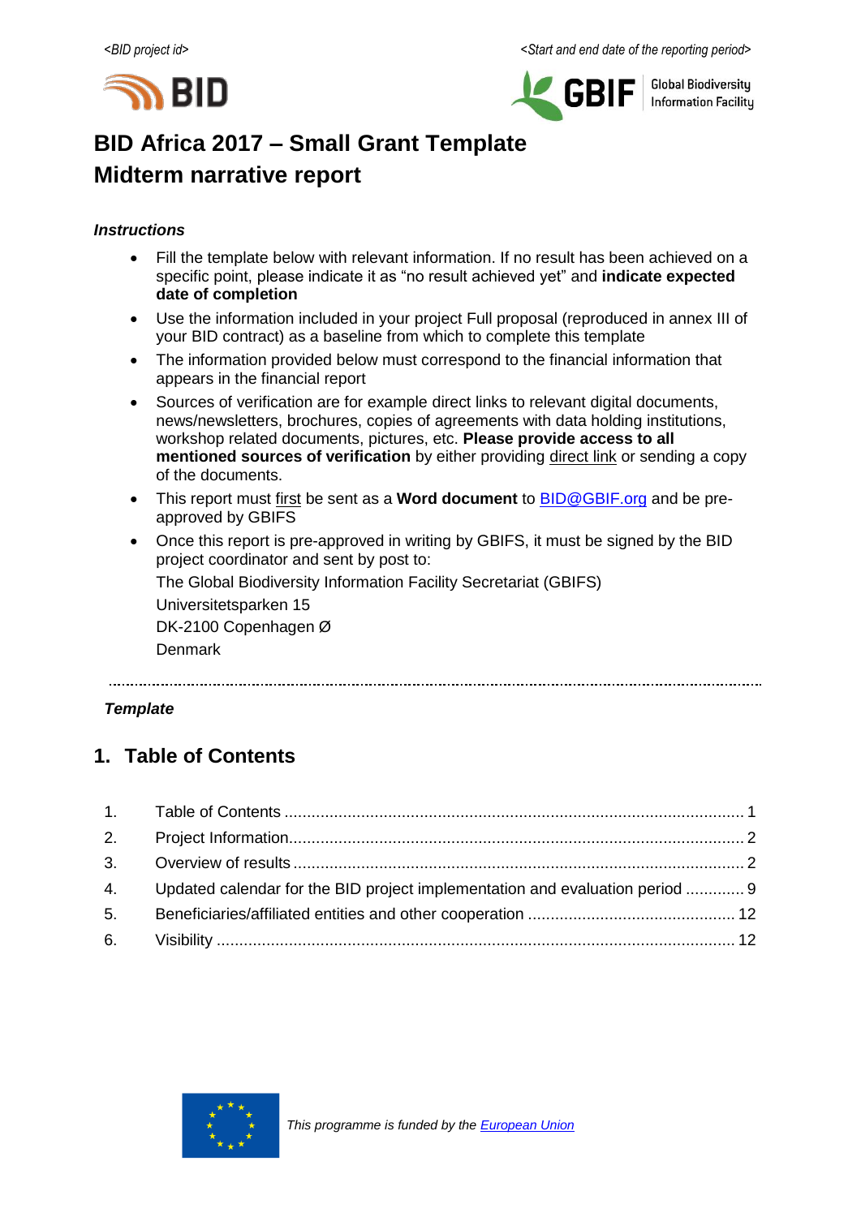<BID project id>	<Start and end date of the reporting period>

# BID Africa 2017 – Small Grant Template
# Midterm narrative report

***Instructions***

- Fill the template below with relevant information. If no result has been achieved on a specific point, please indicate it as "no result achieved yet" and **indicate expected date of completion**
- Use the information included in your project Full proposal (reproduced in annex III of your BID contract) as a baseline from which to complete this template
- The information provided below must correspond to the financial information that appears in the financial report
- Sources of verification are for example direct links to relevant digital documents, news/newsletters, brochures, copies of agreements with data holding institutions, workshop related documents, pictures, etc. **Please provide access to all mentioned sources of verification** by either providing direct link or sending a copy of the documents.
- This report must first be sent as a **Word document** to BID@GBIF.org and be pre-approved by GBIFS
- Once this report is pre-approved in writing by GBIFS, it must be signed by the BID project coordinator and sent by post to:

  The Global Biodiversity Information Facility Secretariat (GBIFS)
  Universitetsparken 15
  DK-2100 Copenhagen Ø
  Denmark

---

***Template***

## 1. Table of Contents

| | | |
|---|---|---|
| 1. | Table of Contents | 1 |
| 2. | Project Information | 2 |
| 3. | Overview of results | 2 |
| 4. | Updated calendar for the BID project implementation and evaluation period | 9 |
| 5. | Beneficiaries/affiliated entities and other cooperation | 12 |
| 6. | Visibility | 12 |

*This programme is funded by the European Union*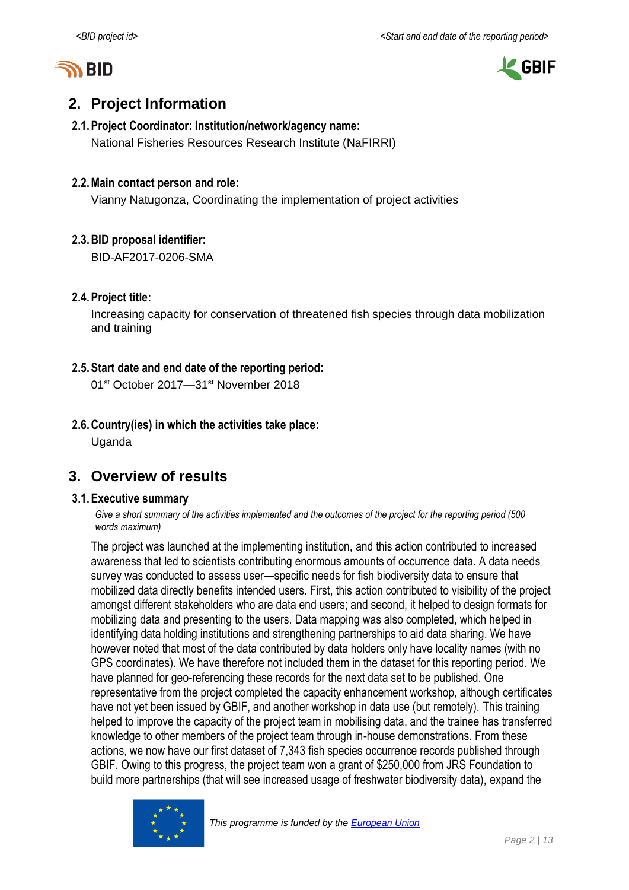## 2. Project Information

### 2.1. Project Coordinator: Institution/network/agency name:

National Fisheries Resources Research Institute (NaFIRRI)

### 2.2. Main contact person and role:

Vianny Natugonza, Coordinating the implementation of project activities

### 2.3. BID proposal identifier:

BID-AF2017-0206-SMA

### 2.4. Project title:

Increasing capacity for conservation of threatened fish species through data mobilization and training

### 2.5. Start date and end date of the reporting period:

01st October 2017—31st November 2018

### 2.6. Country(ies) in which the activities take place:

Uganda

## 3. Overview of results

### 3.1. Executive summary

*Give a short summary of the activities implemented and the outcomes of the project for the reporting period (500 words maximum)*

The project was launched at the implementing institution, and this action contributed to increased awareness that led to scientists contributing enormous amounts of occurrence data. A data needs survey was conducted to assess user—specific needs for fish biodiversity data to ensure that mobilized data directly benefits intended users. First, this action contributed to visibility of the project amongst different stakeholders who are data end users; and second, it helped to design formats for mobilizing data and presenting to the users. Data mapping was also completed, which helped in identifying data holding institutions and strengthening partnerships to aid data sharing. We have however noted that most of the data contributed by data holders only have locality names (with no GPS coordinates). We have therefore not included them in the dataset for this reporting period. We have planned for geo-referencing these records for the next data set to be published. One representative from the project completed the capacity enhancement workshop, although certificates have not yet been issued by GBIF, and another workshop in data use (but remotely). This training helped to improve the capacity of the project team in mobilising data, and the trainee has transferred knowledge to other members of the project team through in-house demonstrations. From these actions, we now have our first dataset of 7,343 fish species occurrence records published through GBIF. Owing to this progress, the project team won a grant of $250,000 from JRS Foundation to build more partnerships (that will see increased usage of freshwater biodiversity data), expand the

*This programme is funded by the [European Union]*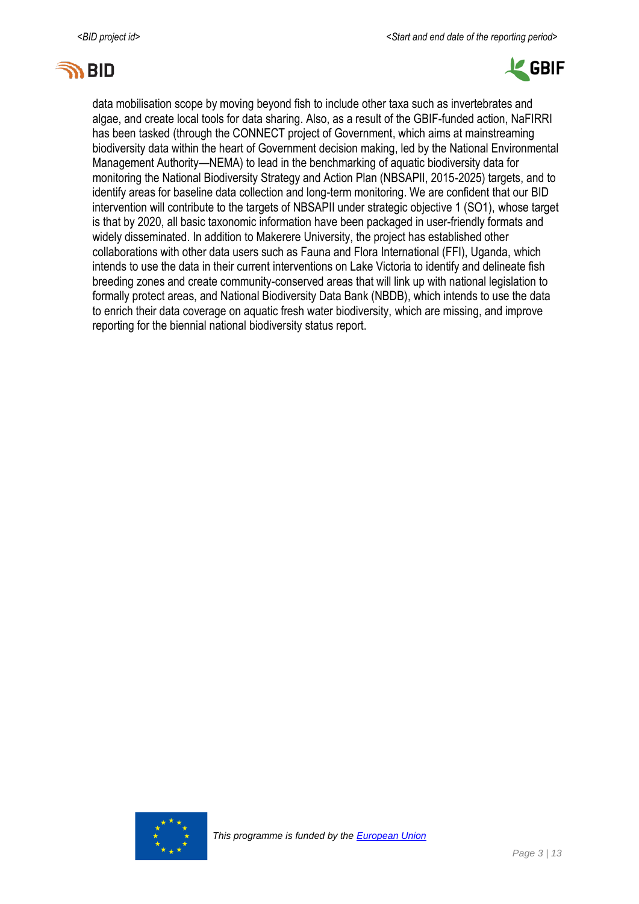data mobilisation scope by moving beyond fish to include other taxa such as invertebrates and algae, and create local tools for data sharing. Also, as a result of the GBIF-funded action, NaFIRRI has been tasked (through the CONNECT project of Government, which aims at mainstreaming biodiversity data within the heart of Government decision making, led by the National Environmental Management Authority—NEMA) to lead in the benchmarking of aquatic biodiversity data for monitoring the National Biodiversity Strategy and Action Plan (NBSAPII, 2015-2025) targets, and to identify areas for baseline data collection and long-term monitoring. We are confident that our BID intervention will contribute to the targets of NBSAPII under strategic objective 1 (SO1), whose target is that by 2020, all basic taxonomic information have been packaged in user-friendly formats and widely disseminated. In addition to Makerere University, the project has established other collaborations with other data users such as Fauna and Flora International (FFI), Uganda, which intends to use the data in their current interventions on Lake Victoria to identify and delineate fish breeding zones and create community-conserved areas that will link up with national legislation to formally protect areas, and National Biodiversity Data Bank (NBDB), which intends to use the data to enrich their data coverage on aquatic fresh water biodiversity, which are missing, and improve reporting for the biennial national biodiversity status report.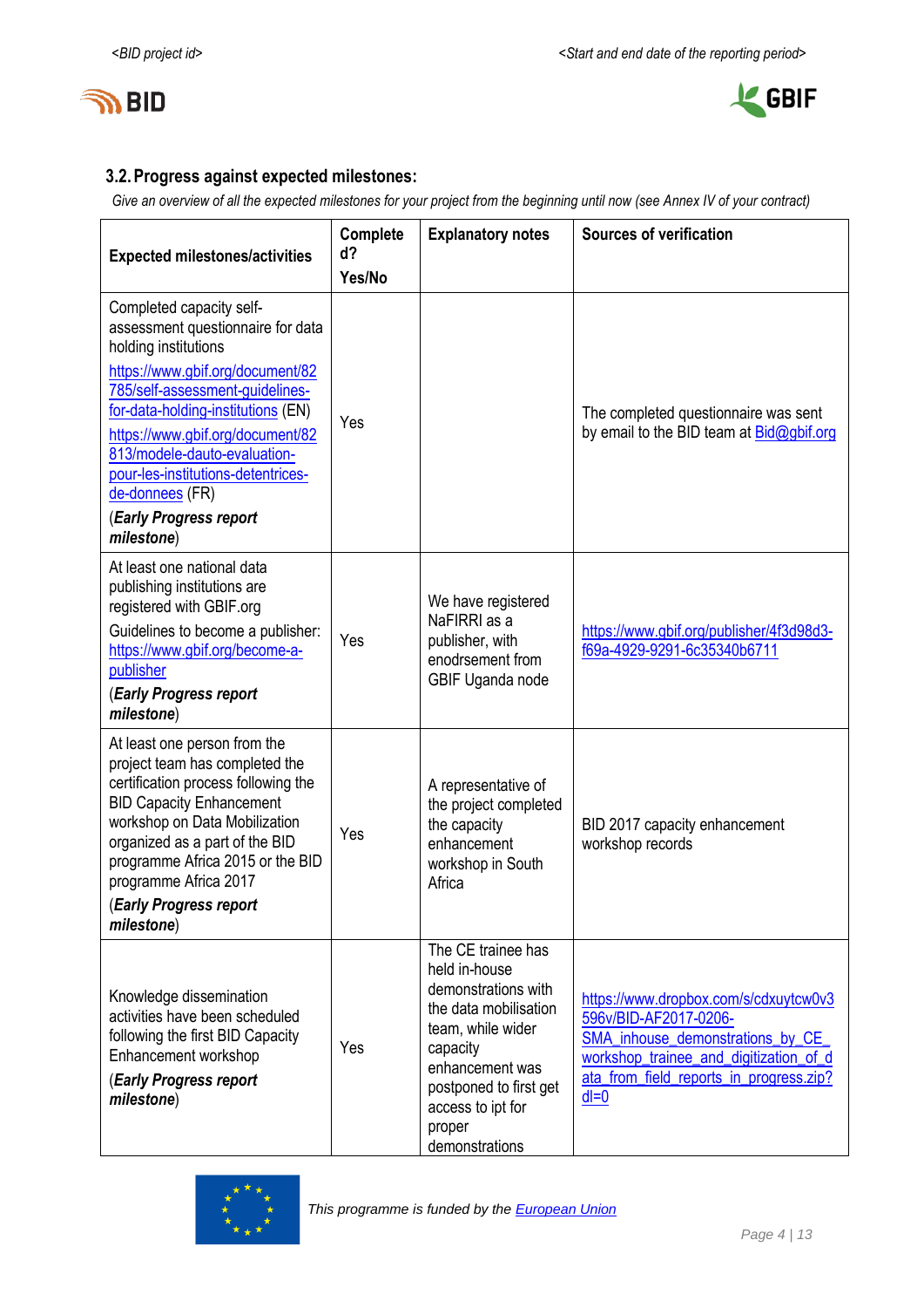### 3.2. Progress against expected milestones:

*Give an overview of all the expected milestones for your project from the beginning until now (see Annex IV of your contract)*

| Expected milestones/activities | Completed? Yes/No | Explanatory notes | Sources of verification |
|---|---|---|---|
| Completed capacity self-assessment questionnaire for data holding institutions<br>https://www.gbif.org/document/82785/self-assessment-guidelines-for-data-holding-institutions (EN)<br>https://www.gbif.org/document/82813/modele-dauto-evaluation-pour-les-institutions-detentrices-de-donnees (FR)<br>(***Early Progress report milestone***) | Yes | | The completed questionnaire was sent by email to the BID team at Bid@gbif.org |
| At least one national data publishing institutions are registered with GBIF.org<br>Guidelines to become a publisher: https://www.gbif.org/become-a-publisher<br>(***Early Progress report milestone***) | Yes | We have registered NaFIRRI as a publisher, with enodrsement from GBIF Uganda node | https://www.gbif.org/publisher/4f3d98d3-f69a-4929-9291-6c35340b6711 |
| At least one person from the project team has completed the certification process following the BID Capacity Enhancement workshop on Data Mobilization organized as a part of the BID programme Africa 2015 or the BID programme Africa 2017<br>(***Early Progress report milestone***) | Yes | A representative of the project completed the capacity enhancement workshop in South Africa | BID 2017 capacity enhancement workshop records |
| Knowledge dissemination activities have been scheduled following the first BID Capacity Enhancement workshop<br>(***Early Progress report milestone***) | Yes | The CE trainee has held in-house demonstrations with the data mobilisation team, while wider capacity enhancement was postponed to first get access to ipt for proper demonstrations | https://www.dropbox.com/s/cdxuytcw0v3596v/BID-AF2017-0206-SMA_inhouse_demonstrations_by_CE_workshop_trainee_and_digitization_of_data_from_field_reports_in_progress.zip?dl=0 |

This programme is funded by the European Union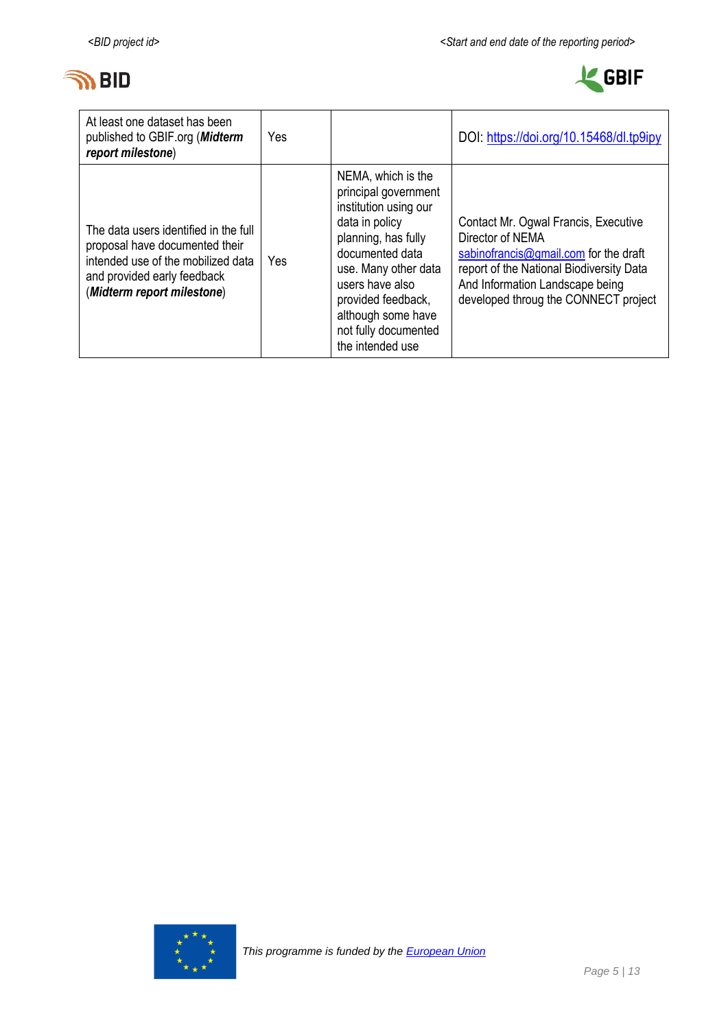| At least one dataset has been published to GBIF.org (***Midterm report milestone***) | Yes | | DOI: [https://doi.org/10.15468/dl.tp9ipy](https://doi.org/10.15468/dl.tp9ipy) |
|---|---|---|---|
| The data users identified in the full proposal have documented their intended use of the mobilized data and provided early feedback (***Midterm report milestone***) | Yes | NEMA, which is the principal government institution using our data in policy planning, has fully documented data use. Many other data users have also provided feedback, although some have not fully documented the intended use | Contact Mr. Ogwal Francis, Executive Director of NEMA sabinofrancis@gmail.com for the draft report of the National Biodiversity Data And Information Landscape being developed throug the CONNECT project |

*This programme is funded by the European Union*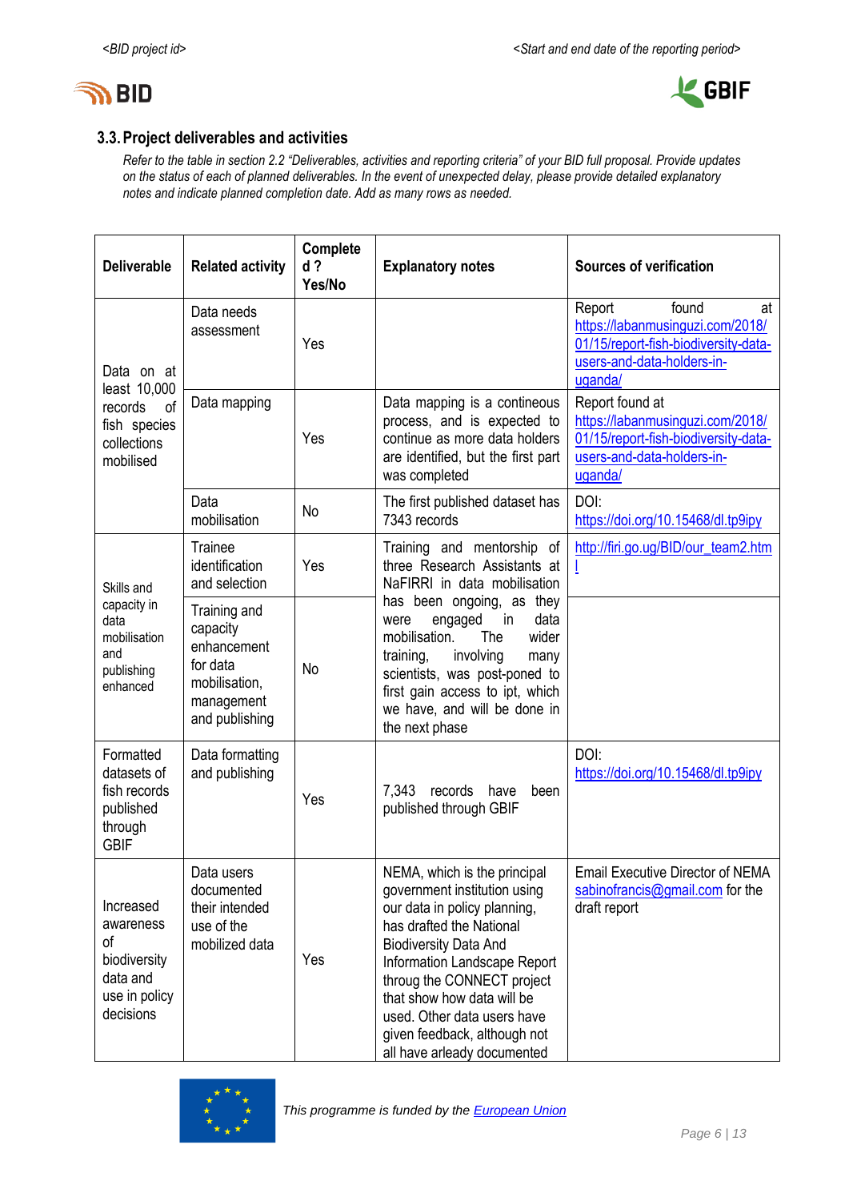## 3.3. Project deliverables and activities

*Refer to the table in section 2.2 “Deliverables, activities and reporting criteria” of your BID full proposal. Provide updates on the status of each of planned deliverables. In the event of unexpected delay, please provide detailed explanatory notes and indicate planned completion date. Add as many rows as needed.*

| Deliverable | Related activity | Completed ? Yes/No | Explanatory notes | Sources of verification |
|---|---|---|---|---|
| Data on at least 10,000 records of fish species collections mobilised | Data needs assessment | Yes | | Report found at https://labanmusinguzi.com/2018/01/15/report-fish-biodiversity-data-users-and-data-holders-in-uganda/ |
| | Data mapping | Yes | Data mapping is a contineous process, and is expected to continue as more data holders are identified, but the first part was completed | Report found at https://labanmusinguzi.com/2018/01/15/report-fish-biodiversity-data-users-and-data-holders-in-uganda/ |
| | Data mobilisation | No | The first published dataset has 7343 records | DOI: https://doi.org/10.15468/dl.tp9ipy |
| Skills and capacity in data mobilisation and publishing enhanced | Trainee identification and selection | Yes | Training and mentorship of three Research Assistants at NaFIRRI in data mobilisation has been ongoing, as they were engaged in data mobilisation. The wider training, involving many scientists, was post-poned to first gain access to ipt, which we have, and will be done in the next phase | http://firi.go.ug/BID/our_team2.html |
| | Training and capacity enhancement for data mobilisation, management and publishing | No | | |
| Formatted datasets of fish records published through GBIF | Data formatting and publishing | Yes | 7,343 records have been published through GBIF | DOI: https://doi.org/10.15468/dl.tp9ipy |
| Increased awareness of biodiversity data and use in policy decisions | Data users documented their intended use of the mobilized data | Yes | NEMA, which is the principal government institution using our data in policy planning, has drafted the National Biodiversity Data And Information Landscape Report throug the CONNECT project that show how data will be used. Other data users have given feedback, although not all have arleady documented | Email Executive Director of NEMA sabinofrancis@gmail.com for the draft report |

*This programme is funded by the European Union*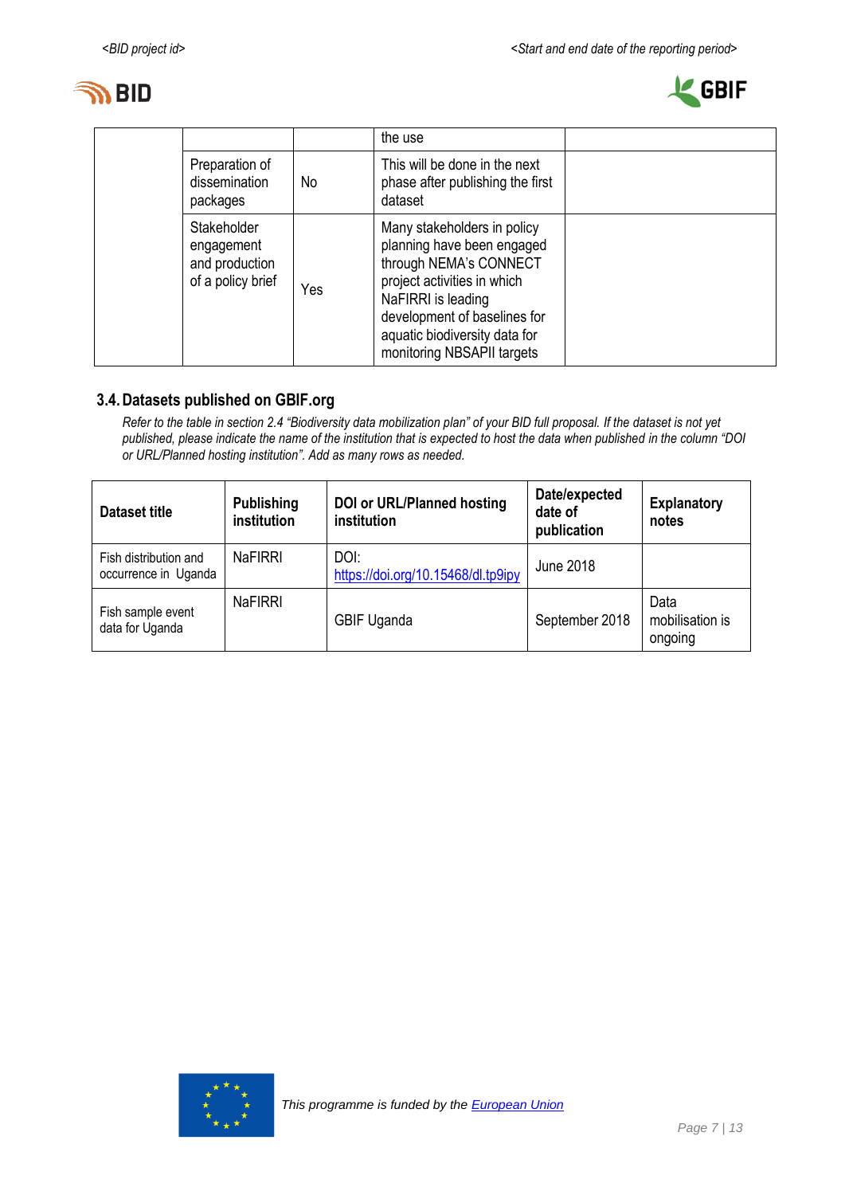|  |  |  | the use |  |
|---|---|---|---|---|
|  | Preparation of dissemination packages | No | This will be done in the next phase after publishing the first dataset |  |
|  | Stakeholder engagement and production of a policy brief | Yes | Many stakeholders in policy planning have been engaged through NEMA's CONNECT project activities in which NaFIRRI is leading development of baselines for aquatic biodiversity data for monitoring NBSAPII targets |  |

### 3.4. Datasets published on GBIF.org

*Refer to the table in section 2.4 "Biodiversity data mobilization plan" of your BID full proposal. If the dataset is not yet published, please indicate the name of the institution that is expected to host the data when published in the column "DOI or URL/Planned hosting institution". Add as many rows as needed.*

| Dataset title | Publishing institution | DOI or URL/Planned hosting institution | Date/expected date of publication | Explanatory notes |
|---|---|---|---|---|
| Fish distribution and occurrence in Uganda | NaFIRRI | DOI: https://doi.org/10.15468/dl.tp9ipy | June 2018 |  |
| Fish sample event data for Uganda | NaFIRRI | GBIF Uganda | September 2018 | Data mobilisation is ongoing |

*This programme is funded by the European Union*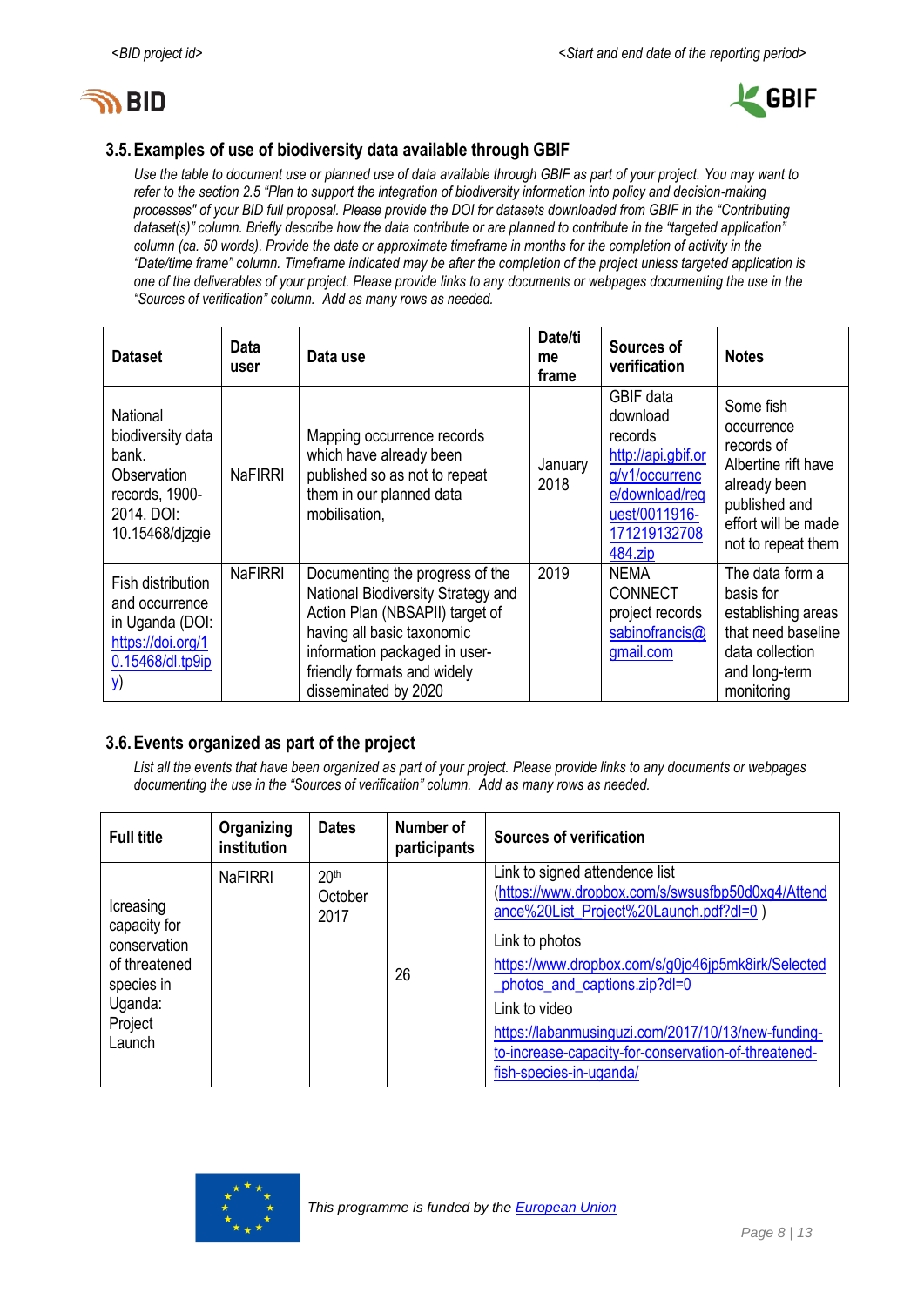## 3.5. Examples of use of biodiversity data available through GBIF

*Use the table to document use or planned use of data available through GBIF as part of your project. You may want to refer to the section 2.5 "Plan to support the integration of biodiversity information into policy and decision-making processes" of your BID full proposal. Please provide the DOI for datasets downloaded from GBIF in the "Contributing dataset(s)" column. Briefly describe how the data contribute or are planned to contribute in the "targeted application" column (ca. 50 words). Provide the date or approximate timeframe in months for the completion of activity in the "Date/time frame" column. Timeframe indicated may be after the completion of the project unless targeted application is one of the deliverables of your project. Please provide links to any documents or webpages documenting the use in the "Sources of verification" column. Add as many rows as needed.*

| Dataset | Data user | Data use | Date/time frame | Sources of verification | Notes |
|---|---|---|---|---|---|
| National biodiversity data bank. Observation records, 1900-2014. DOI: 10.15468/djzgie | NaFIRRI | Mapping occurrence records which have already been published so as not to repeat them in our planned data mobilisation, | January 2018 | GBIF data download records http://api.gbif.org/v1/occurrence/download/request/0011916-171219132708484.zip | Some fish occurrence records of Albertine rift have already been published and effort will be made not to repeat them |
| Fish distribution and occurrence in Uganda (DOI: https://doi.org/10.15468/dl.tp9ipy) | NaFIRRI | Documenting the progress of the National Biodiversity Strategy and Action Plan (NBSAPII) target of having all basic taxonomic information packaged in user-friendly formats and widely disseminated by 2020 | 2019 | NEMA CONNECT project records sabinofrancis@gmail.com | The data form a basis for establishing areas that need baseline data collection and long-term monitoring |

## 3.6. Events organized as part of the project

*List all the events that have been organized as part of your project. Please provide links to any documents or webpages documenting the use in the "Sources of verification" column. Add as many rows as needed.*

| Full title | Organizing institution | Dates | Number of participants | Sources of verification |
|---|---|---|---|---|
| Icreasing capacity for conservation of threatened species in Uganda: Project Launch | NaFIRRI | 20th October 2017 | 26 | Link to signed attendence list (https://www.dropbox.com/s/swsusfbp50d0xg4/Attendance%20List_Project%20Launch.pdf?dl=0 ) Link to photos https://www.dropbox.com/s/g0jo46jp5mk8irk/Selected_photos_and_captions.zip?dl=0 Link to video https://labanmusinguzi.com/2017/10/13/new-funding-to-increase-capacity-for-conservation-of-threatened-fish-species-in-uganda/ |

*This programme is funded by the European Union*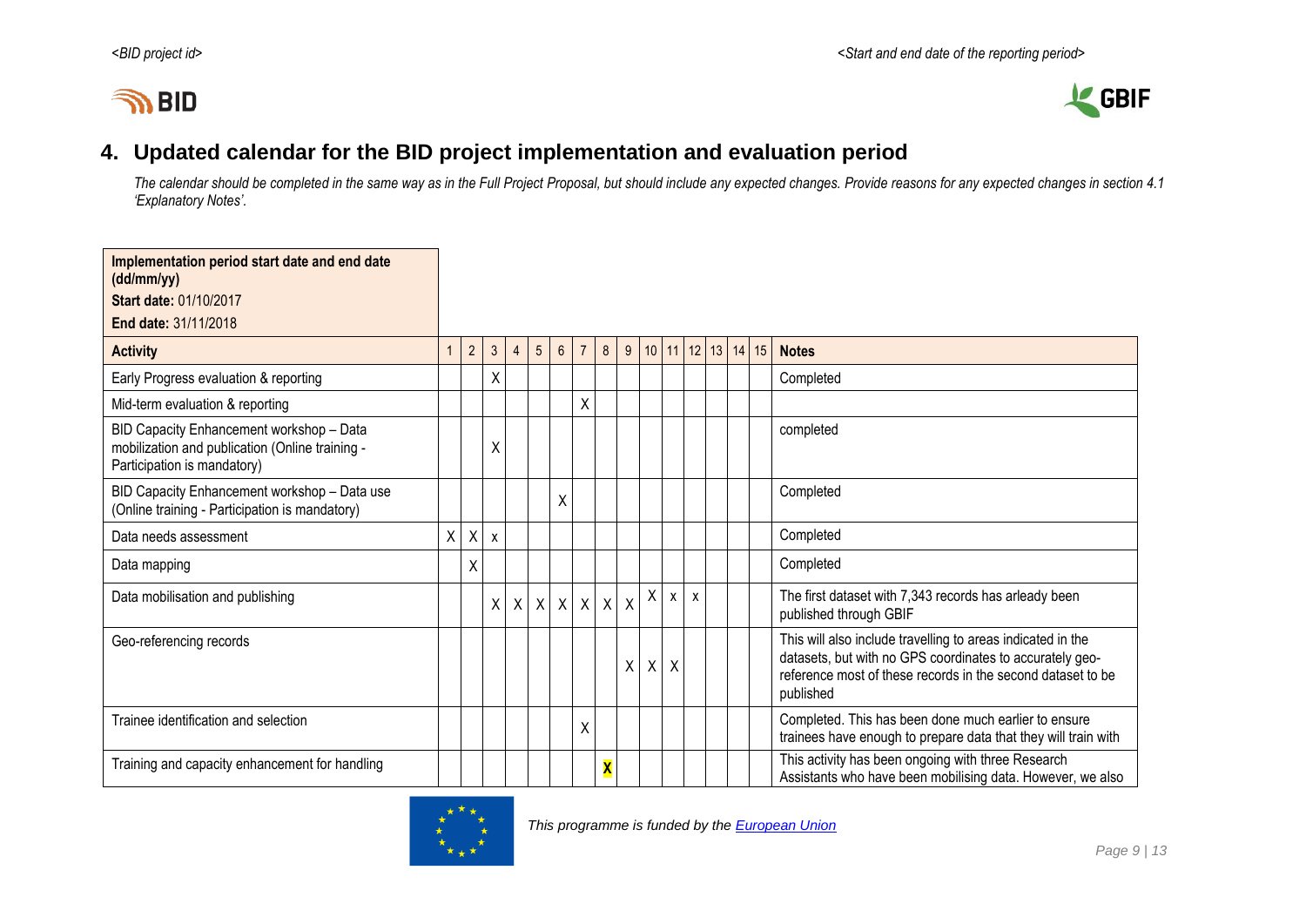## 4. Updated calendar for the BID project implementation and evaluation period

*The calendar should be completed in the same way as in the Full Project Proposal, but should include any expected changes. Provide reasons for any expected changes in section 4.1 'Explanatory Notes'.*

| **Implementation period start date and end date (dd/mm/yy)**<br>**Start date:** 01/10/2017<br>**End date:** 31/11/2018 | | | | | | | | | | | | | | | | |
|---|---|---|---|---|---|---|---|---|---|---|---|---|---|---|---|---|
| **Activity** | 1 | 2 | 3 | 4 | 5 | 6 | 7 | 8 | 9 | 10 | 11 | 12 | 13 | 14 | 15 | **Notes** |
| Early Progress evaluation & reporting | | | X | | | | | | | | | | | | | Completed |
| Mid-term evaluation & reporting | | | | | | | X | | | | | | | | | |
| BID Capacity Enhancement workshop – Data mobilization and publication (Online training - Participation is mandatory) | | | X | | | | | | | | | | | | | completed |
| BID Capacity Enhancement workshop – Data use (Online training - Participation is mandatory) | | | | | | X | | | | | | | | | | Completed |
| Data needs assessment | X | X | x | | | | | | | | | | | | | Completed |
| Data mapping | | X | | | | | | | | | | | | | | Completed |
| Data mobilisation and publishing | | | X | X | X | X | X | X | X | X | x | x | | | | The first dataset with 7,343 records has arleady been published through GBIF |
| Geo-referencing records | | | | | | | | | X | X | X | | | | | This will also include travelling to areas indicated in the datasets, but with no GPS coordinates to accurately geo-reference most of these records in the second dataset to be published |
| Trainee identification and selection | | | | | | | X | | | | | | | | | Completed. This has been done much earlier to ensure trainees have enough to prepare data that they will train with |
| Training and capacity enhancement for handling | | | | | | | | X | | | | | | | | This activity has been ongoing with three Research Assistants who have been mobilising data. However, we also |

*This programme is funded by the European Union*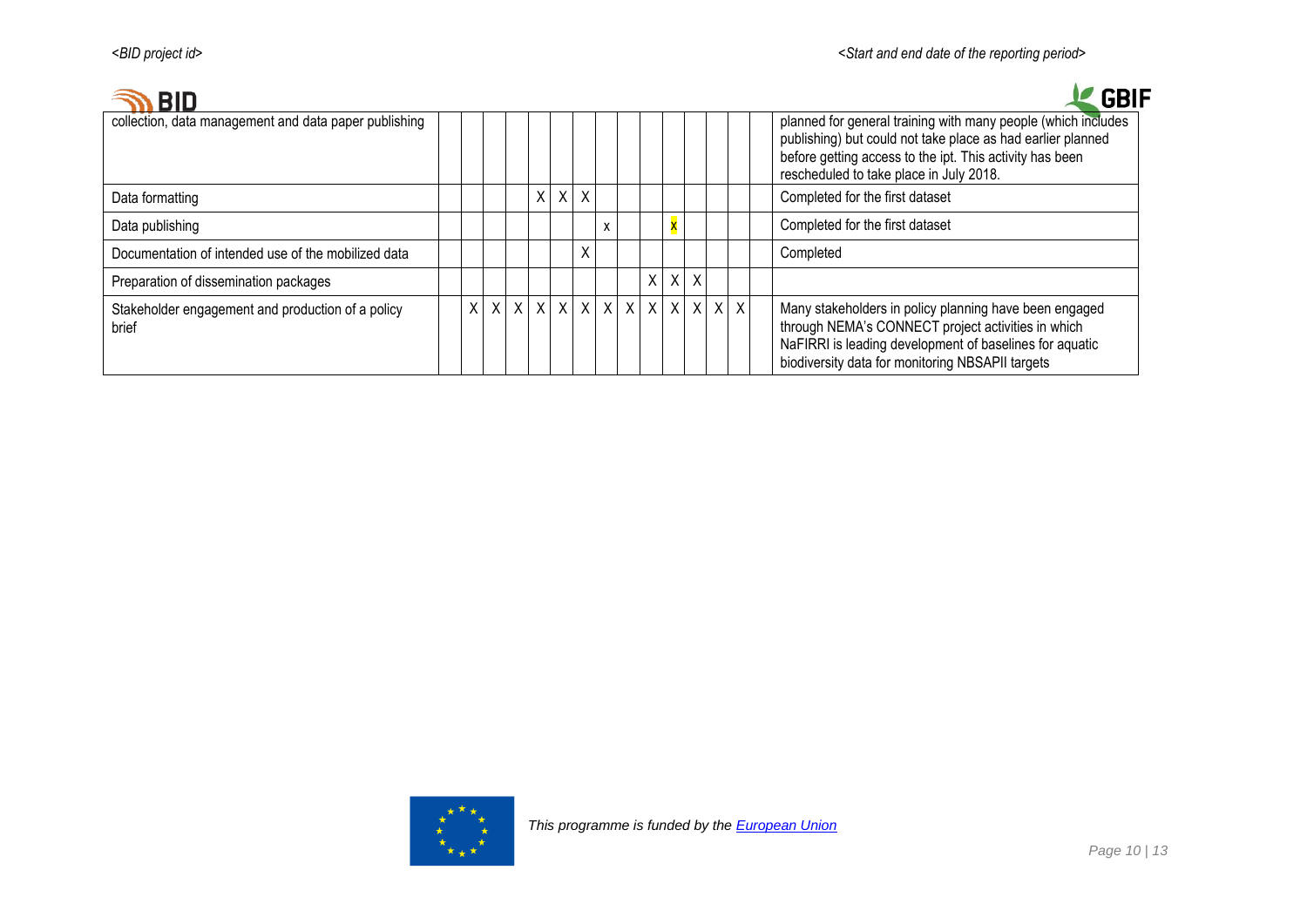| collection, data management and data paper publishing | | | | | | | | | | | | | | | | planned for general training with many people (which includes publishing) but could not take place as had earlier planned before getting access to the ipt. This activity has been rescheduled to take place in July 2018. |
|---|---|---|---|---|---|---|---|---|---|---|---|---|---|---|---|---|
| Data formatting | | | | | X | X | X | | | | | | | | | Completed for the first dataset |
| Data publishing | | | | | | | | x | | | x | | | | | Completed for the first dataset |
| Documentation of intended use of the mobilized data | | | | | | | X | | | | | | | | | Completed |
| Preparation of dissemination packages | | | | | | | | | | X | X | X | | | | |
| Stakeholder engagement and production of a policy brief | | X | X | X | X | X | X | X | X | X | X | X | X | X | | Many stakeholders in policy planning have been engaged through NEMA's CONNECT project activities in which NaFIRRI is leading development of baselines for aquatic biodiversity data for monitoring NBSAPII targets |

*This programme is funded by the European Union*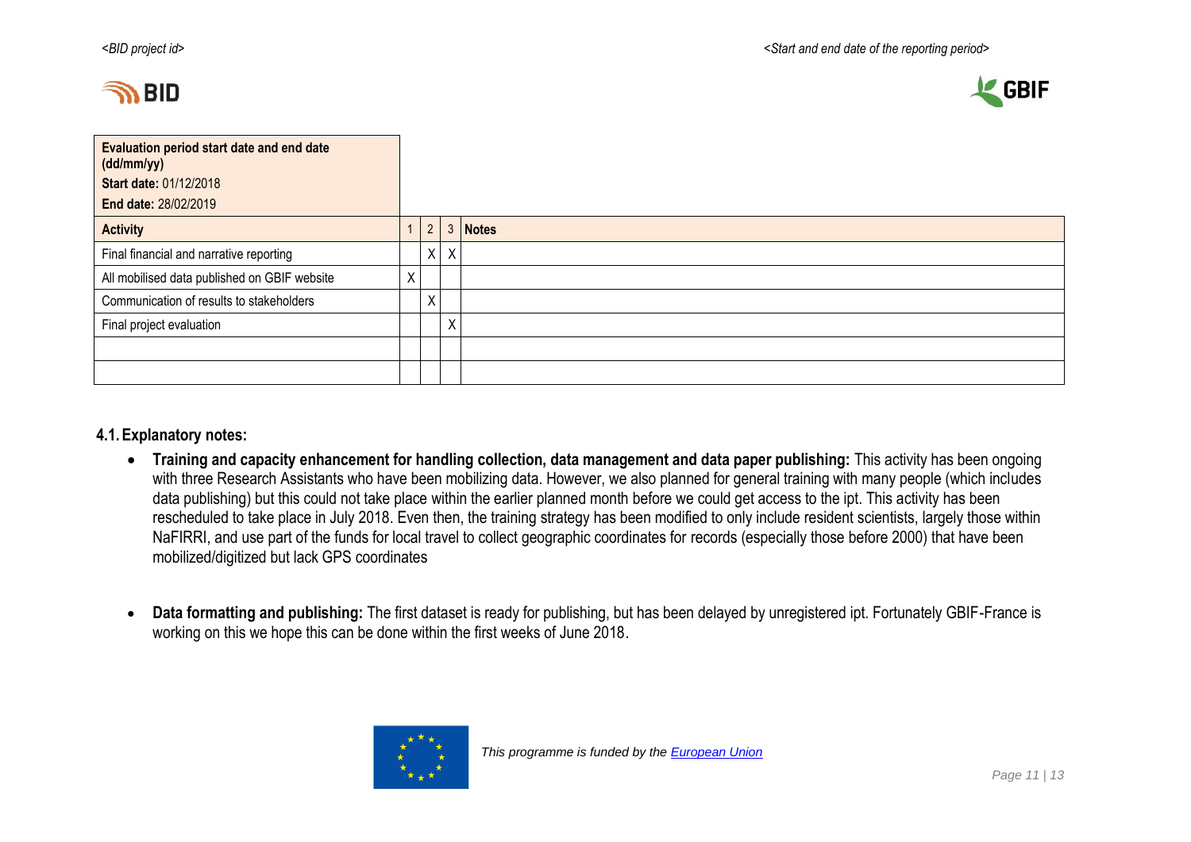| Evaluation period start date and end date (dd/mm/yy)<br>**Start date:** 01/12/2018<br>**End date:** 28/02/2019 | | | | |
|---|---|---|---|---|
| **Activity** | 1 | 2 | 3 | **Notes** |
| Final financial and narrative reporting | | X | X | |
| All mobilised data published on GBIF website | X | | | |
| Communication of results to stakeholders | | X | | |
| Final project evaluation | | | X | |
| | | | | |
| | | | | |

### 4.1. Explanatory notes:

- **Training and capacity enhancement for handling collection, data management and data paper publishing:** This activity has been ongoing with three Research Assistants who have been mobilizing data. However, we also planned for general training with many people (which includes data publishing) but this could not take place within the earlier planned month before we could get access to the ipt. This activity has been rescheduled to take place in July 2018. Even then, the training strategy has been modified to only include resident scientists, largely those within NaFIRRI, and use part of the funds for local travel to collect geographic coordinates for records (especially those before 2000) that have been mobilized/digitized but lack GPS coordinates

- **Data formatting and publishing:** The first dataset is ready for publishing, but has been delayed by unregistered ipt. Fortunately GBIF-France is working on this we hope this can be done within the first weeks of June 2018.

*This programme is funded by the European Union*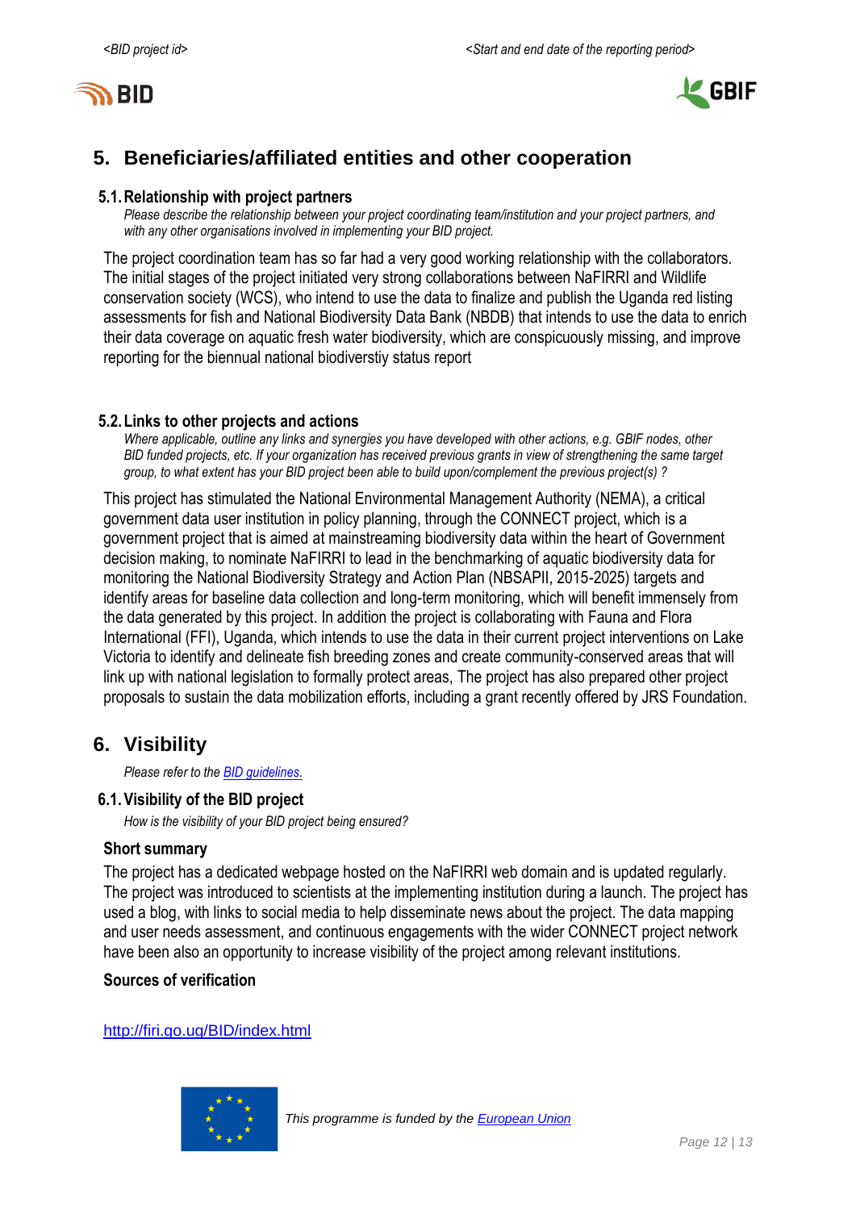## 5. Beneficiaries/affiliated entities and other cooperation

### 5.1. Relationship with project partners

*Please describe the relationship between your project coordinating team/institution and your project partners, and with any other organisations involved in implementing your BID project.*

The project coordination team has so far had a very good working relationship with the collaborators. The initial stages of the project initiated very strong collaborations between NaFIRRI and Wildlife conservation society (WCS), who intend to use the data to finalize and publish the Uganda red listing assessments for fish and National Biodiversity Data Bank (NBDB) that intends to use the data to enrich their data coverage on aquatic fresh water biodiversity, which are conspicuously missing, and improve reporting for the biennual national biodiverstiy status report

### 5.2. Links to other projects and actions

*Where applicable, outline any links and synergies you have developed with other actions, e.g. GBIF nodes, other BID funded projects, etc. If your organization has received previous grants in view of strengthening the same target group, to what extent has your BID project been able to build upon/complement the previous project(s) ?*

This project has stimulated the National Environmental Management Authority (NEMA), a critical government data user institution in policy planning, through the CONNECT project, which is a government project that is aimed at mainstreaming biodiversity data within the heart of Government decision making, to nominate NaFIRRI to lead in the benchmarking of aquatic biodiversity data for monitoring the National Biodiversity Strategy and Action Plan (NBSAPII, 2015-2025) targets and identify areas for baseline data collection and long-term monitoring, which will benefit immensely from the data generated by this project. In addition the project is collaborating with Fauna and Flora International (FFI), Uganda, which intends to use the data in their current project interventions on Lake Victoria to identify and delineate fish breeding zones and create community-conserved areas that will link up with national legislation to formally protect areas, The project has also prepared other project proposals to sustain the data mobilization efforts, including a grant recently offered by JRS Foundation.

## 6. Visibility

*Please refer to the BID guidelines.*

### 6.1. Visibility of the BID project

*How is the visibility of your BID project being ensured?*

**Short summary**

The project has a dedicated webpage hosted on the NaFIRRI web domain and is updated regularly. The project was introduced to scientists at the implementing institution during a launch. The project has used a blog, with links to social media to help disseminate news about the project. The data mapping and user needs assessment, and continuous engagements with the wider CONNECT project network have been also an opportunity to increase visibility of the project among relevant institutions.

**Sources of verification**

http://firi.go.ug/BID/index.html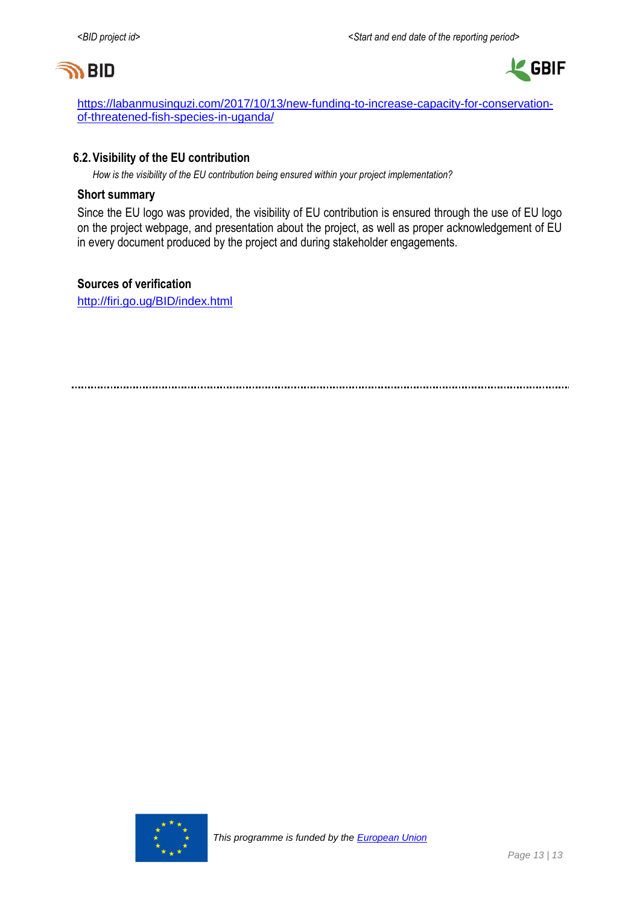https://labanmusinguzi.com/2017/10/13/new-funding-to-increase-capacity-for-conservation-of-threatened-fish-species-in-uganda/

## 6.2. Visibility of the EU contribution

*How is the visibility of the EU contribution being ensured within your project implementation?*

**Short summary**

Since the EU logo was provided, the visibility of EU contribution is ensured through the use of EU logo on the project webpage, and presentation about the project, as well as proper acknowledgement of EU in every document produced by the project and during stakeholder engagements.

**Sources of verification**

http://firi.go.ug/BID/index.html